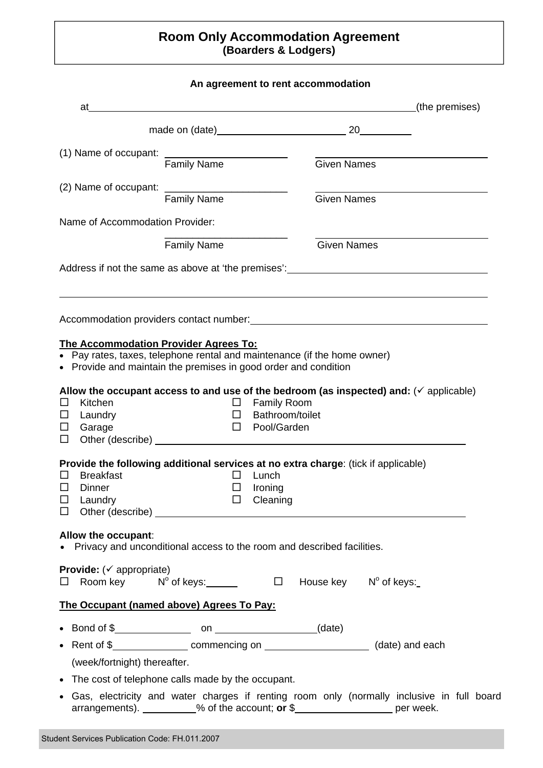# Room Only Accommodation Agreement
## (Boarders & Lodgers)

**An agreement to rent accommodation**

at ________________________________________________ (the premises)

made on (date) ______________________ 20________

(1) Name of occupant: ____________________ ____________________
Family Name Given Names

(2) Name of occupant: ____________________ ____________________
Family Name Given Names

Name of Accommodation Provider:

____________________ ____________________
Family Name Given Names

Address if not the same as above at 'the premises': ________________________________

________________________________________________________________

Accommodation providers contact number: ________________________________

**The Accommodation Provider Agrees To:**

- Pay rates, taxes, telephone rental and maintenance (if the home owner)
- Provide and maintain the premises in good order and condition

**Allow the occupant access to and use of the bedroom (as inspected) and:** (✓ applicable)

☐ Kitchen
☐ Family Room
☐ Laundry
☐ Bathroom/toilet
☐ Garage
☐ Pool/Garden
☐ Other (describe) ________________________________________________

**Provide the following additional services at no extra charge**: (tick if applicable)

☐ Breakfast
☐ Lunch
☐ Dinner
☐ Ironing
☐ Laundry
☐ Cleaning
☐ Other (describe) ________________________________________________

**Allow the occupant**:

- Privacy and unconditional access to the room and described facilities.

**Provide:** (✓ appropriate)

☐ Room key N° of keys: ______ ☐ House key N° of keys: ______

**The Occupant (named above) Agrees To Pay:**

- Bond of $ ____________ on ________________ (date)
- Rent of $ ____________ commencing on ________________ (date) and each (week/fortnight) thereafter.
- The cost of telephone calls made by the occupant.
- Gas, electricity and water charges if renting room only (normally inclusive in full board arrangements). ________% of the account; **or** $ ________________ per week.

Student Services Publication Code: FH.011.2007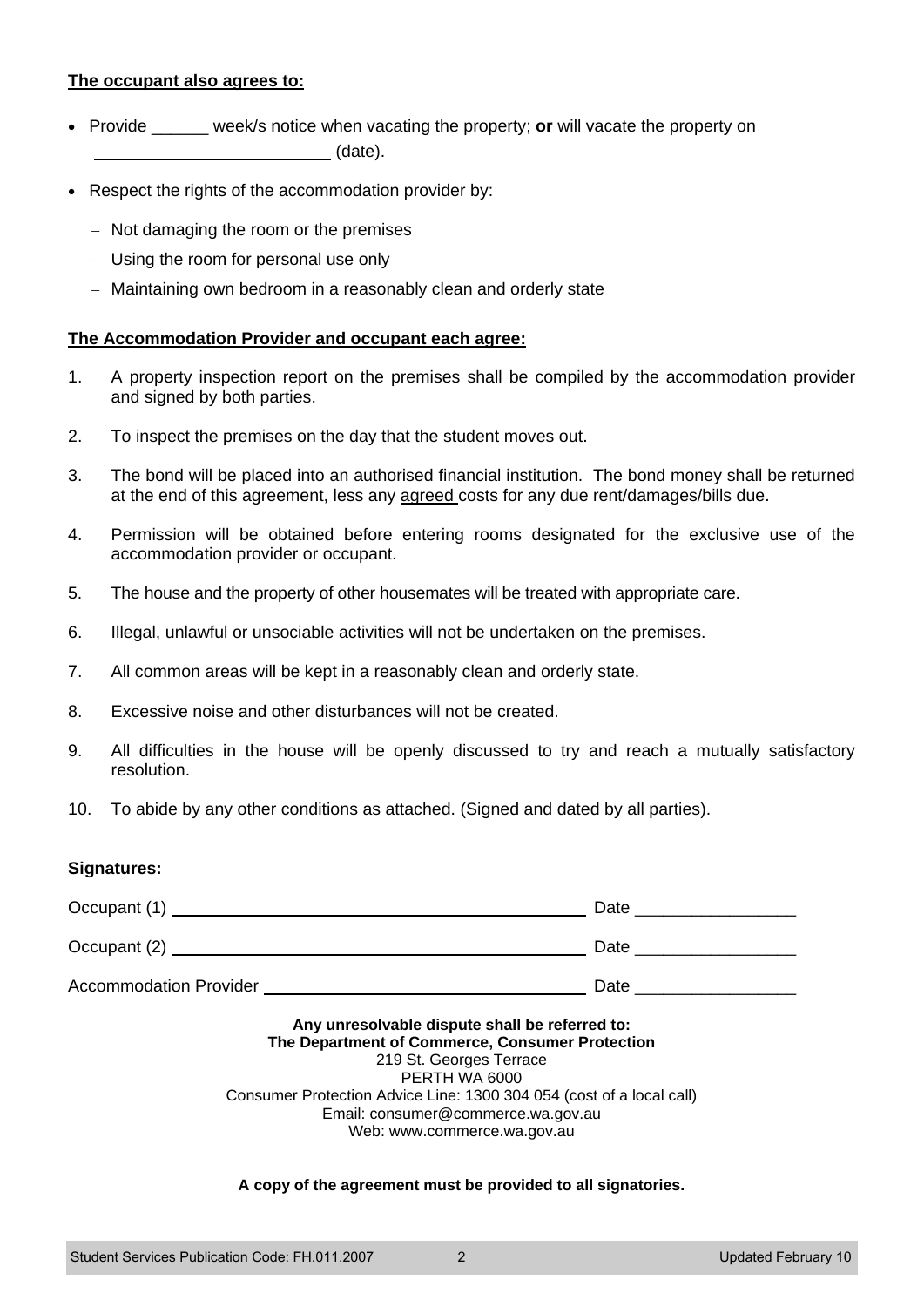**The occupant also agrees to:**

- Provide ______ week/s notice when vacating the property; **or** will vacate the property on ________________________ (date).
- Respect the rights of the accommodation provider by:
  - Not damaging the room or the premises
  - Using the room for personal use only
  - Maintaining own bedroom in a reasonably clean and orderly state

**The Accommodation Provider and occupant each agree:**

1. A property inspection report on the premises shall be compiled by the accommodation provider and signed by both parties.
2. To inspect the premises on the day that the student moves out.
3. The bond will be placed into an authorised financial institution. The bond money shall be returned at the end of this agreement, less any agreed costs for any due rent/damages/bills due.
4. Permission will be obtained before entering rooms designated for the exclusive use of the accommodation provider or occupant.
5. The house and the property of other housemates will be treated with appropriate care.
6. Illegal, unlawful or unsociable activities will not be undertaken on the premises.
7. All common areas will be kept in a reasonably clean and orderly state.
8. Excessive noise and other disturbances will not be created.
9. All difficulties in the house will be openly discussed to try and reach a mutually satisfactory resolution.
10. To abide by any other conditions as attached. (Signed and dated by all parties).

**Signatures:**

Occupant (1) ____________________________________________ Date ________________

Occupant (2) ____________________________________________ Date ________________

Accommodation Provider __________________________________ Date ________________

**Any unresolvable dispute shall be referred to:**
**The Department of Commerce, Consumer Protection**
219 St. Georges Terrace
PERTH WA 6000
Consumer Protection Advice Line: 1300 304 054 (cost of a local call)
Email: consumer@commerce.wa.gov.au
Web: www.commerce.wa.gov.au

**A copy of the agreement must be provided to all signatories.**

Student Services Publication Code: FH.011.2007 Updated February 10